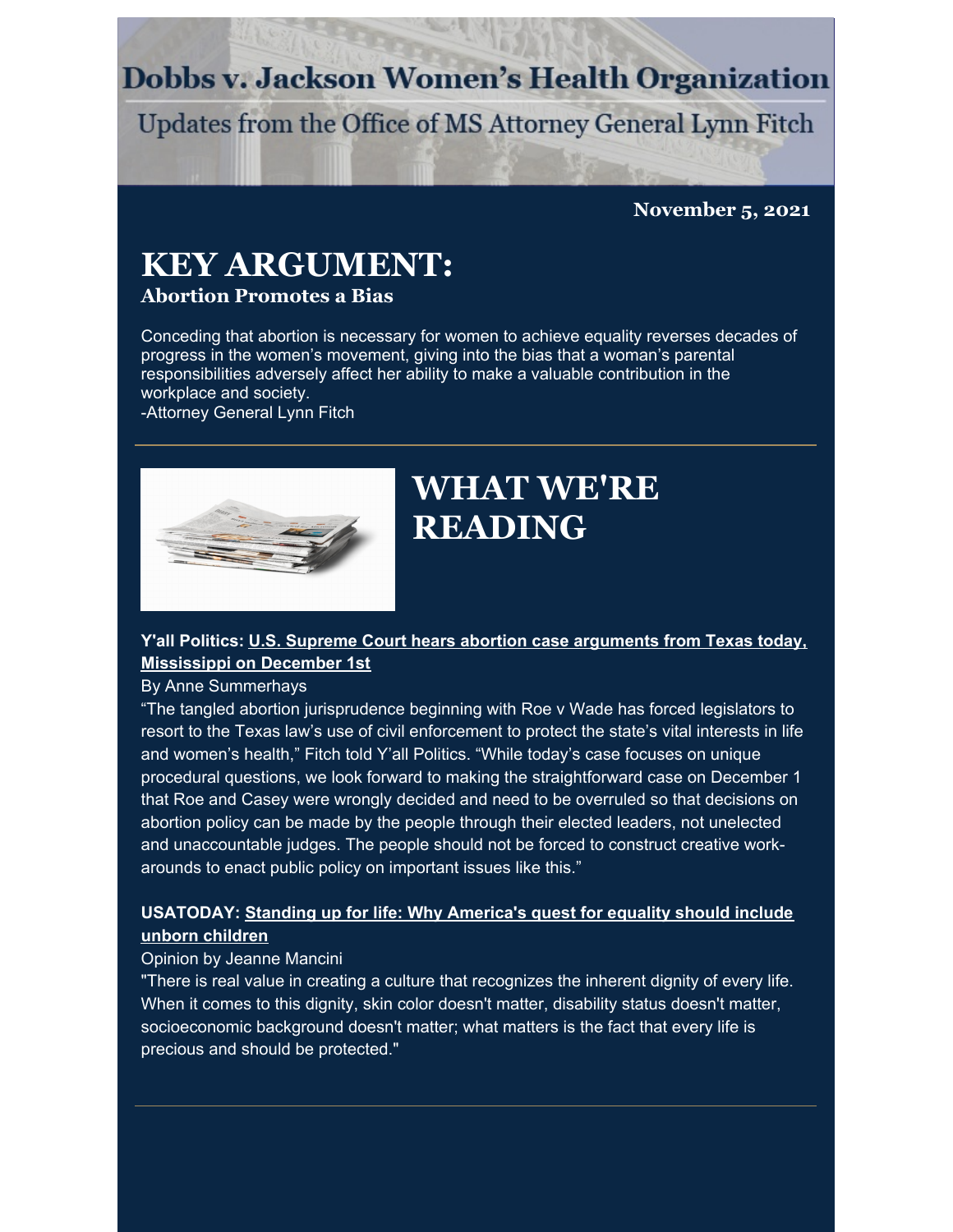# Dobbs v. Jackson Women's Health Organization

Updates from the Office of MS Attorney General Lynn Fitch

**November 5, 2021**

# KEY ARGUMENT:

### Abortion Promotes a Bias

Conceding that abortion is necessary for women to achieve equality reverses decades of progress in the women's movement, giving into the bias that a woman's parental responsibilities adversely affect her ability to make a valuable contribution in the workplace and society.
-Attorney General Lynn Fitch

---

# WHAT WE'RE READING

**Y'all Politics: U.S. Supreme Court hears abortion case arguments from Texas today, Mississippi on December 1st**

By Anne Summerhays

"The tangled abortion jurisprudence beginning with Roe v Wade has forced legislators to resort to the Texas law's use of civil enforcement to protect the state's vital interests in life and women's health," Fitch told Y'all Politics. "While today's case focuses on unique procedural questions, we look forward to making the straightforward case on December 1 that Roe and Casey were wrongly decided and need to be overruled so that decisions on abortion policy can be made by the people through their elected leaders, not unelected and unaccountable judges. The people should not be forced to construct creative work-arounds to enact public policy on important issues like this."

**USATODAY: Standing up for life: Why America's quest for equality should include unborn children**

Opinion by Jeanne Mancini

"There is real value in creating a culture that recognizes the inherent dignity of every life. When it comes to this dignity, skin color doesn't matter, disability status doesn't matter, socioeconomic background doesn't matter; what matters is the fact that every life is precious and should be protected."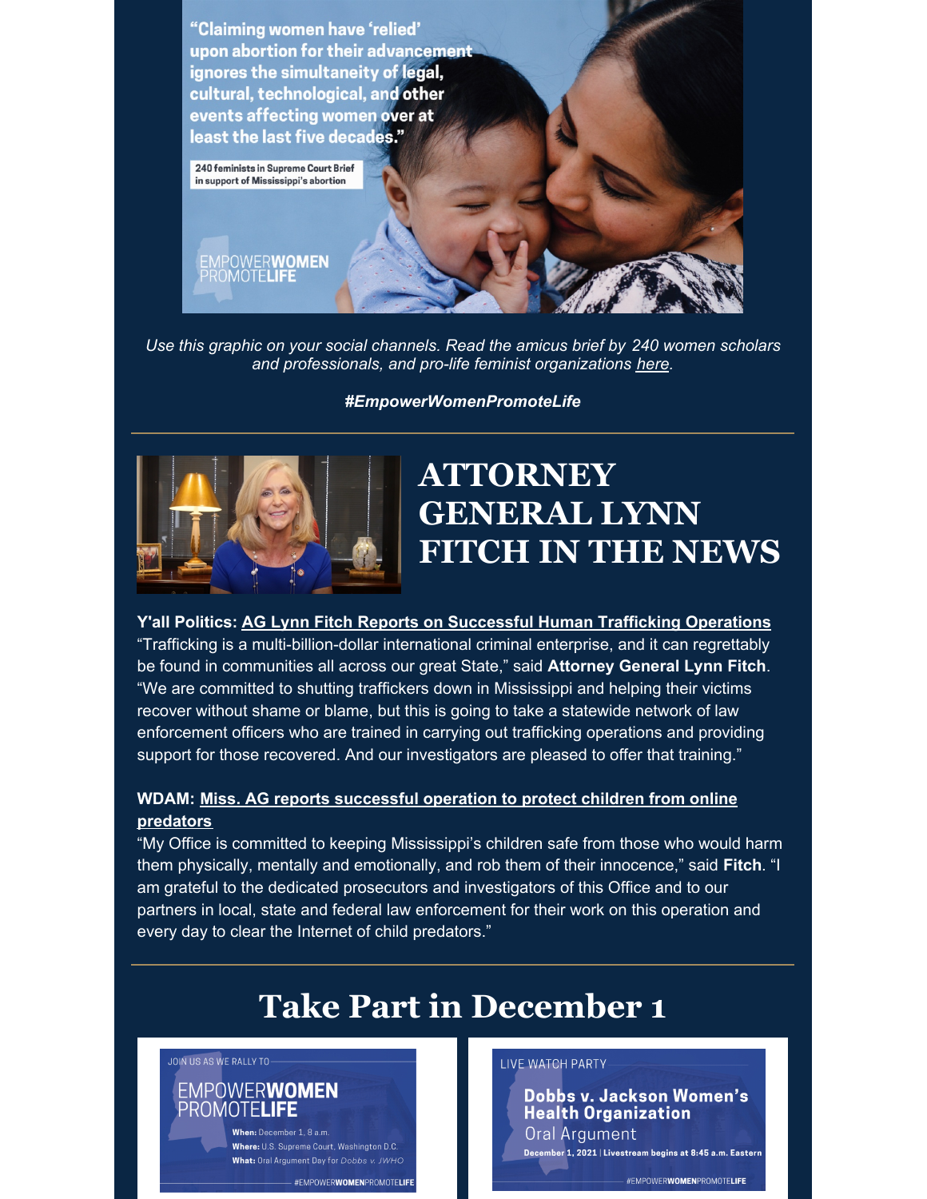"Claiming women have 'relied' upon abortion for their advancement ignores the simultaneity of legal, cultural, technological, and other events affecting women over at least the last five decades."

240 feminists in Supreme Court Brief in support of Mississippi's abortion

EMPOWERWOMEN PROMOTELIFE

*Use this graphic on your social channels. Read the amicus brief by 240 women scholars and professionals, and pro-life feminist organizations here.*

***#EmpowerWomenPromoteLife***

---

# ATTORNEY GENERAL LYNN FITCH IN THE NEWS

**Y'all Politics: AG Lynn Fitch Reports on Successful Human Trafficking Operations**
"Trafficking is a multi-billion-dollar international criminal enterprise, and it can regrettably be found in communities all across our great State," said **Attorney General Lynn Fitch**. "We are committed to shutting traffickers down in Mississippi and helping their victims recover without shame or blame, but this is going to take a statewide network of law enforcement officers who are trained in carrying out trafficking operations and providing support for those recovered. And our investigators are pleased to offer that training."

**WDAM: Miss. AG reports successful operation to protect children from online predators**
"My Office is committed to keeping Mississippi's children safe from those who would harm them physically, mentally and emotionally, and rob them of their innocence," said **Fitch**. "I am grateful to the dedicated prosecutors and investigators of this Office and to our partners in local, state and federal law enforcement for their work on this operation and every day to clear the Internet of child predators."

---

# Take Part in December 1

JOIN US AS WE RALLY TO

EMPOWERWOMEN PROMOTELIFE

**When:** December 1, 8 a.m.
**Where:** U.S. Supreme Court, Washington D.C.
**What:** Oral Argument Day for *Dobbs v. JWHO*

#EMPOWERWOMENPROMOTELIFE

LIVE WATCH PARTY

**Dobbs v. Jackson Women's Health Organization**

Oral Argument

**December 1, 2021 | Livestream begins at 8:45 a.m. Eastern**

#EMPOWERWOMENPROMOTELIFE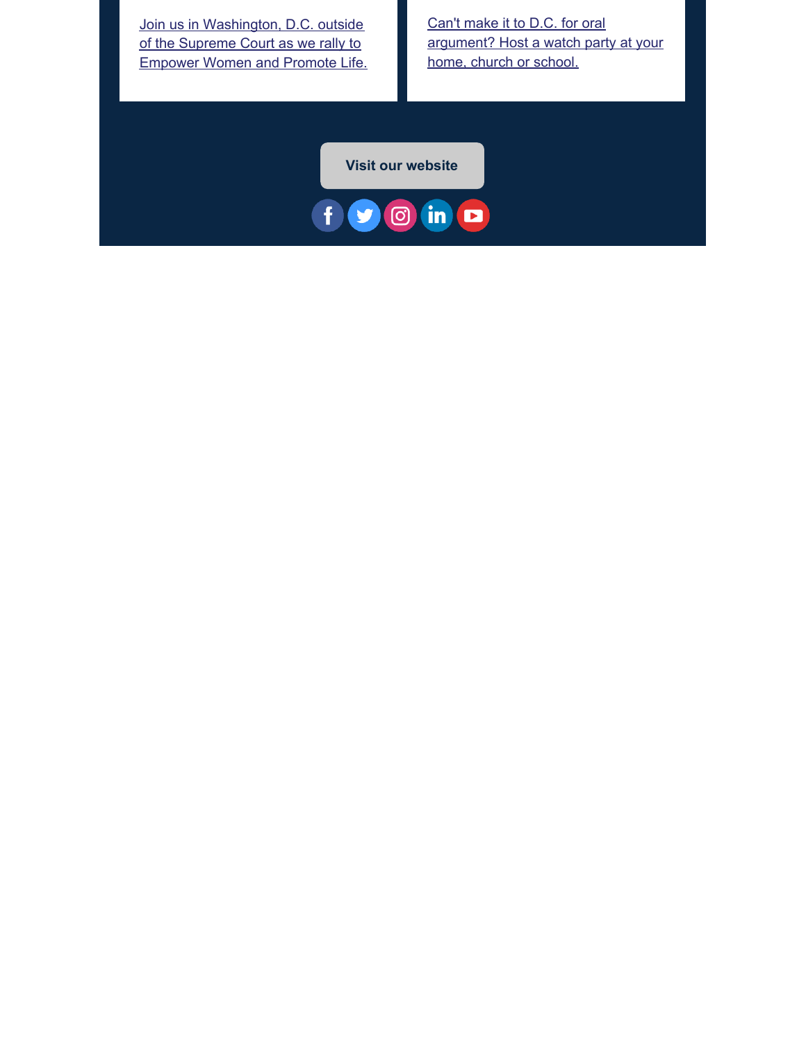[Join us in Washington, D.C. outside of the Supreme Court as we rally to Empower Women and Promote Life.]

[Can't make it to D.C. for oral argument? Host a watch party at your home, church or school.]

**Visit our website**